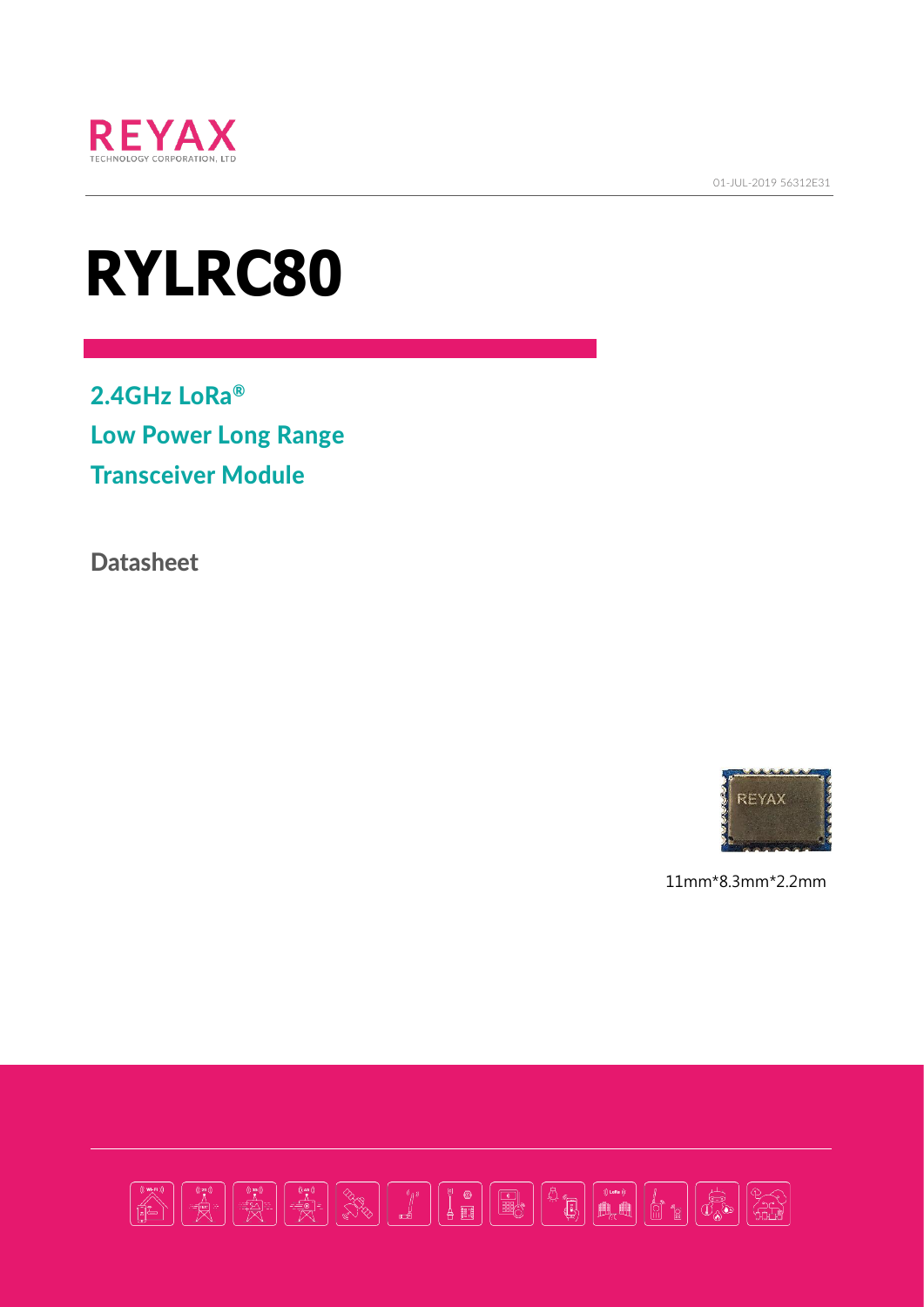REYAX

TECHNOLOGY CORPORATION, LTD

01-JUL-2019 56312E31

# RYLRC80

## 2.4GHz LoRa®

## Low Power Long Range

## Transceiver Module

**Datasheet**

11mm*8.3mm*2.2mm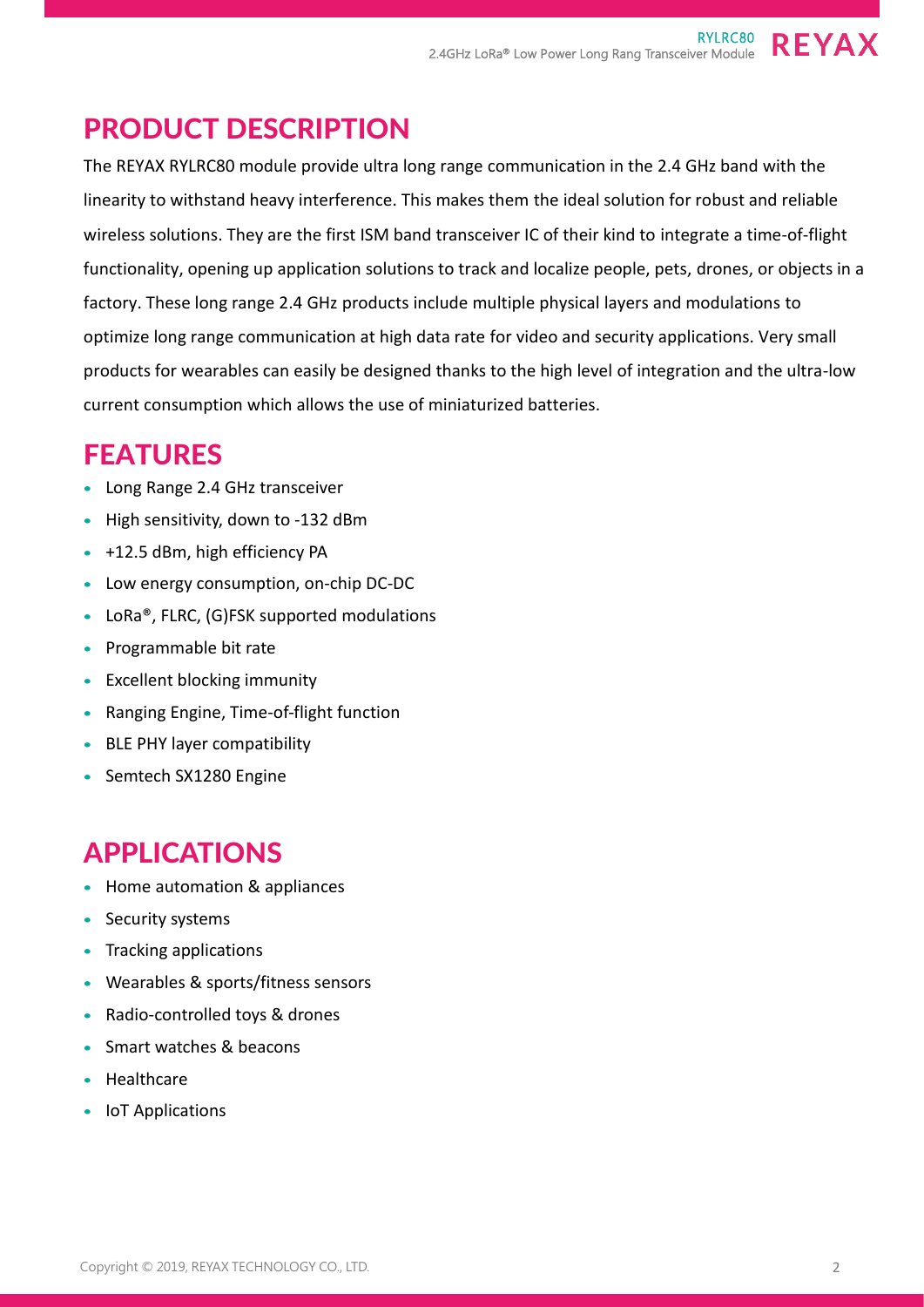## PRODUCT DESCRIPTION

The REYAX RYLRC80 module provide ultra long range communication in the 2.4 GHz band with the linearity to withstand heavy interference. This makes them the ideal solution for robust and reliable wireless solutions. They are the first ISM band transceiver IC of their kind to integrate a time-of-flight functionality, opening up application solutions to track and localize people, pets, drones, or objects in a factory. These long range 2.4 GHz products include multiple physical layers and modulations to optimize long range communication at high data rate for video and security applications. Very small products for wearables can easily be designed thanks to the high level of integration and the ultra-low current consumption which allows the use of miniaturized batteries.

## FEATURES

- Long Range 2.4 GHz transceiver
- High sensitivity, down to -132 dBm
- +12.5 dBm, high efficiency PA
- Low energy consumption, on-chip DC-DC
- LoRa®, FLRC, (G)FSK supported modulations
- Programmable bit rate
- Excellent blocking immunity
- Ranging Engine, Time-of-flight function
- BLE PHY layer compatibility
- Semtech SX1280 Engine

## APPLICATIONS

- Home automation & appliances
- Security systems
- Tracking applications
- Wearables & sports/fitness sensors
- Radio-controlled toys & drones
- Smart watches & beacons
- Healthcare
- IoT Applications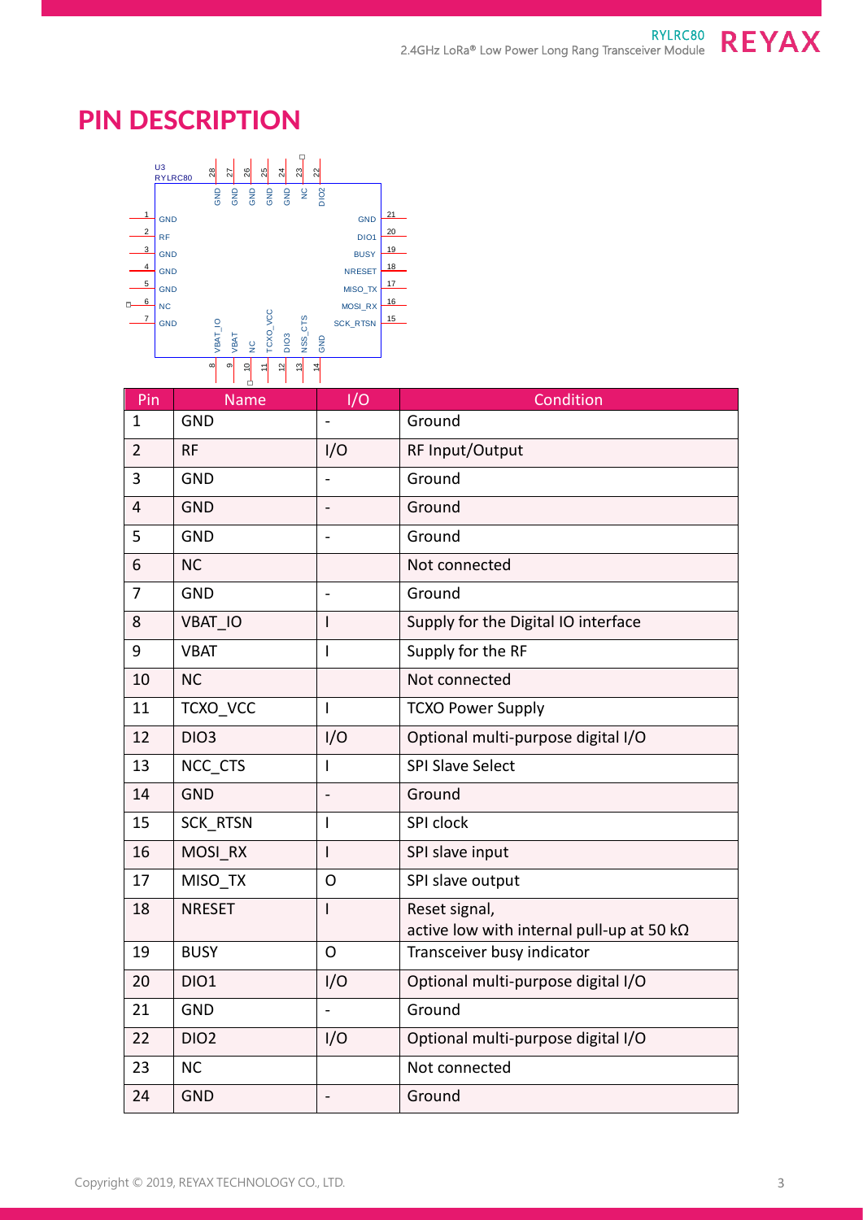# PIN DESCRIPTION

| Pin | Name | I/O | Condition |
|---|---|---|---|
| 1 | GND | - | Ground |
| 2 | RF | I/O | RF Input/Output |
| 3 | GND | - | Ground |
| 4 | GND | - | Ground |
| 5 | GND | - | Ground |
| 6 | NC | | Not connected |
| 7 | GND | - | Ground |
| 8 | VBAT_IO | I | Supply for the Digital IO interface |
| 9 | VBAT | I | Supply for the RF |
| 10 | NC | | Not connected |
| 11 | TCXO_VCC | I | TCXO Power Supply |
| 12 | DIO3 | I/O | Optional multi-purpose digital I/O |
| 13 | NCC_CTS | I | SPI Slave Select |
| 14 | GND | - | Ground |
| 15 | SCK_RTSN | I | SPI clock |
| 16 | MOSI_RX | I | SPI slave input |
| 17 | MISO_TX | O | SPI slave output |
| 18 | NRESET | I | Reset signal, active low with internal pull-up at 50 kΩ |
| 19 | BUSY | O | Transceiver busy indicator |
| 20 | DIO1 | I/O | Optional multi-purpose digital I/O |
| 21 | GND | - | Ground |
| 22 | DIO2 | I/O | Optional multi-purpose digital I/O |
| 23 | NC | | Not connected |
| 24 | GND | - | Ground |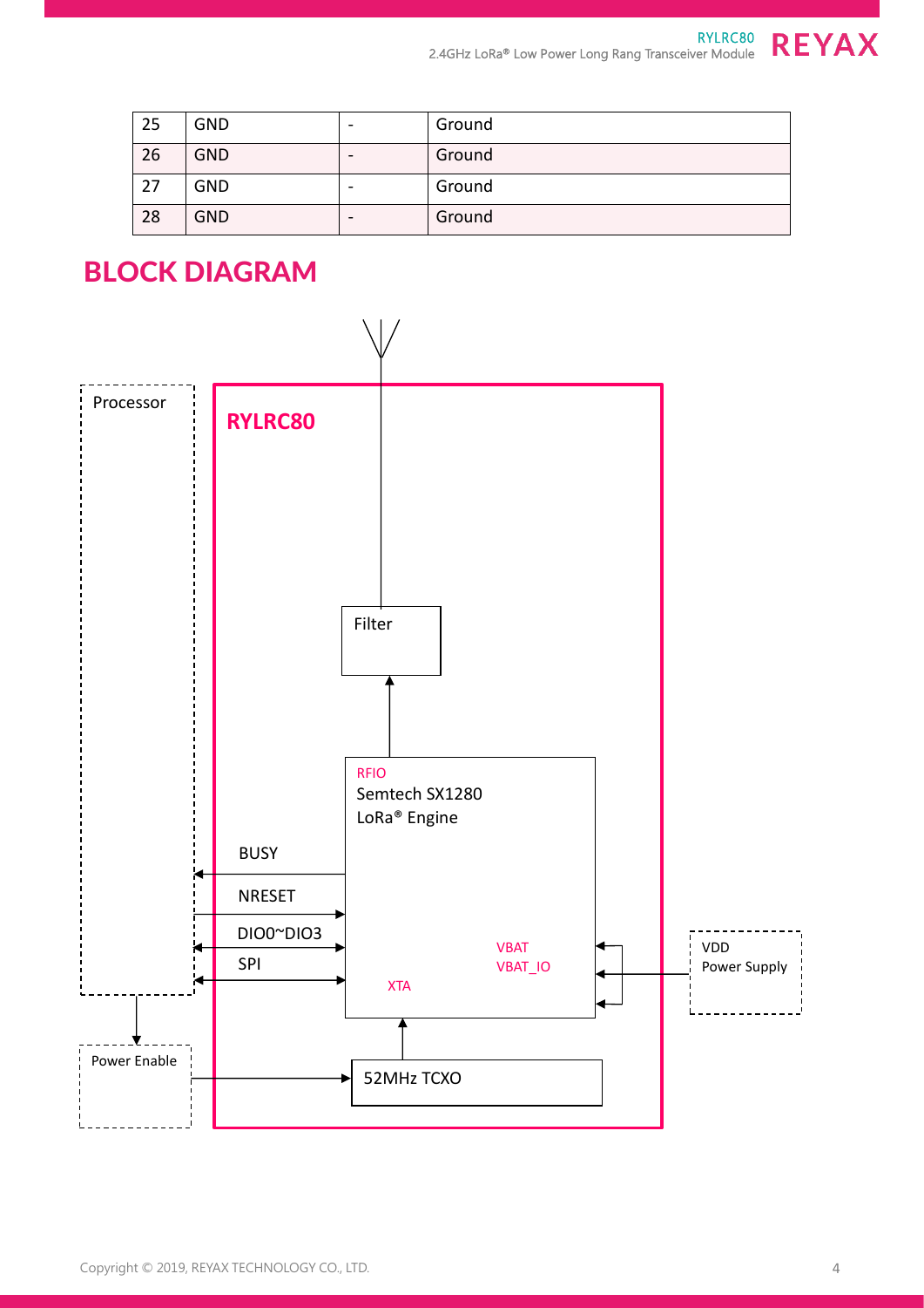| 25 | GND | - | Ground |
|---|---|---|---|
| 26 | GND | - | Ground |
| 27 | GND | - | Ground |
| 28 | GND | - | Ground |

## BLOCK DIAGRAM

Processor

RYLRC80

Filter

RFIO

Semtech SX1280

LoRa® Engine

BUSY

NRESET

DIO0~DIO3

SPI

VBAT

VBAT_IO

XTA

VDD

Power Supply

Power Enable

52MHz TCXO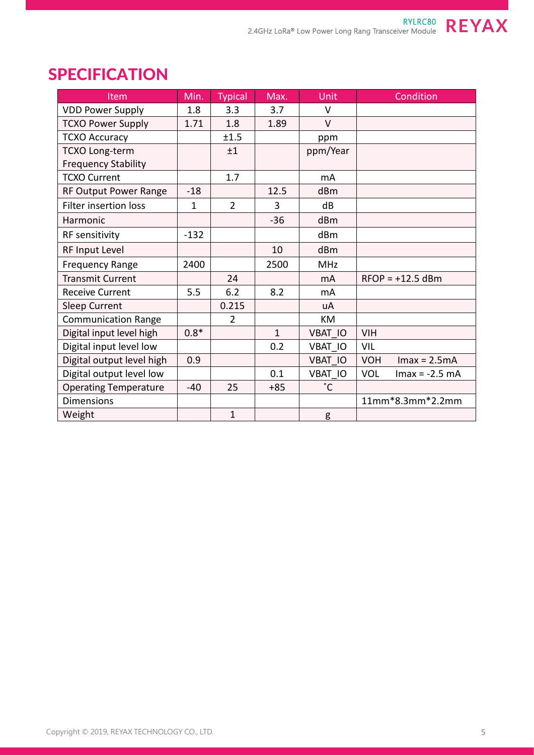# SPECIFICATION

| Item | Min. | Typical | Max. | Unit | Condition |
|---|---|---|---|---|---|
| VDD Power Supply | 1.8 | 3.3 | 3.7 | V | |
| TCXO Power Supply | 1.71 | 1.8 | 1.89 | V | |
| TCXO Accuracy | | ±1.5 | | ppm | |
| TCXO Long-term Frequency Stability | | ±1 | | ppm/Year | |
| TCXO Current | | 1.7 | | mA | |
| RF Output Power Range | -18 | | 12.5 | dBm | |
| Filter insertion loss | 1 | 2 | 3 | dB | |
| Harmonic | | | -36 | dBm | |
| RF sensitivity | -132 | | | dBm | |
| RF Input Level | | | 10 | dBm | |
| Frequency Range | 2400 | | 2500 | MHz | |
| Transmit Current | | 24 | | mA | RFOP = +12.5 dBm |
| Receive Current | 5.5 | 6.2 | 8.2 | mA | |
| Sleep Current | | 0.215 | | uA | |
| Communication Range | | 2 | | KM | |
| Digital input level high | 0.8* | | 1 | VBAT_IO | VIH |
| Digital input level low | | | 0.2 | VBAT_IO | VIL |
| Digital output level high | 0.9 | | | VBAT_IO | VOH Imax = 2.5mA |
| Digital output level low | | | 0.1 | VBAT_IO | VOL Imax = -2.5 mA |
| Operating Temperature | -40 | 25 | +85 | ˚C | |
| Dimensions | | | | | 11mm*8.3mm*2.2mm |
| Weight | | 1 | | g | |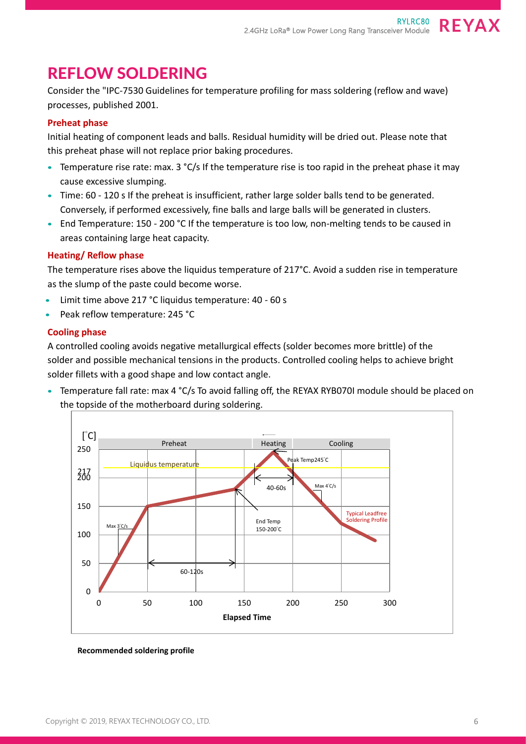# REFLOW SOLDERING

Consider the "IPC-7530 Guidelines for temperature profiling for mass soldering (reflow and wave) processes, published 2001.

### Preheat phase

Initial heating of component leads and balls. Residual humidity will be dried out. Please note that this preheat phase will not replace prior baking procedures.

- Temperature rise rate: max. 3 °C/s If the temperature rise is too rapid in the preheat phase it may cause excessive slumping.
- Time: 60 - 120 s If the preheat is insufficient, rather large solder balls tend to be generated. Conversely, if performed excessively, fine balls and large balls will be generated in clusters.
- End Temperature: 150 - 200 °C If the temperature is too low, non-melting tends to be caused in areas containing large heat capacity.

### Heating/ Reflow phase

The temperature rises above the liquidus temperature of 217°C. Avoid a sudden rise in temperature as the slump of the paste could become worse.

- Limit time above 217 °C liquidus temperature: 40 - 60 s
- Peak reflow temperature: 245 °C

### Cooling phase

A controlled cooling avoids negative metallurgical effects (solder becomes more brittle) of the solder and possible mechanical tensions in the products. Controlled cooling helps to achieve bright solder fillets with a good shape and low contact angle.

- Temperature fall rate: max 4 °C/s To avoid falling off, the REYAX RYB070I module should be placed on the topside of the motherboard during soldering.

**Recommended soldering profile**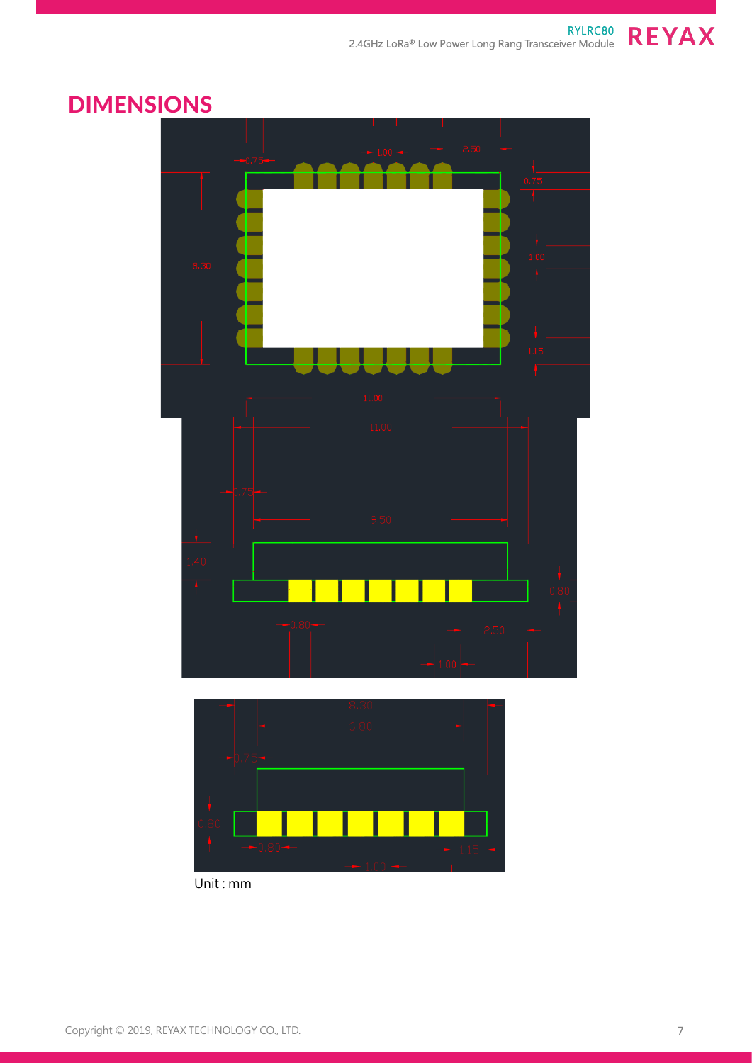## DIMENSIONS

Unit : mm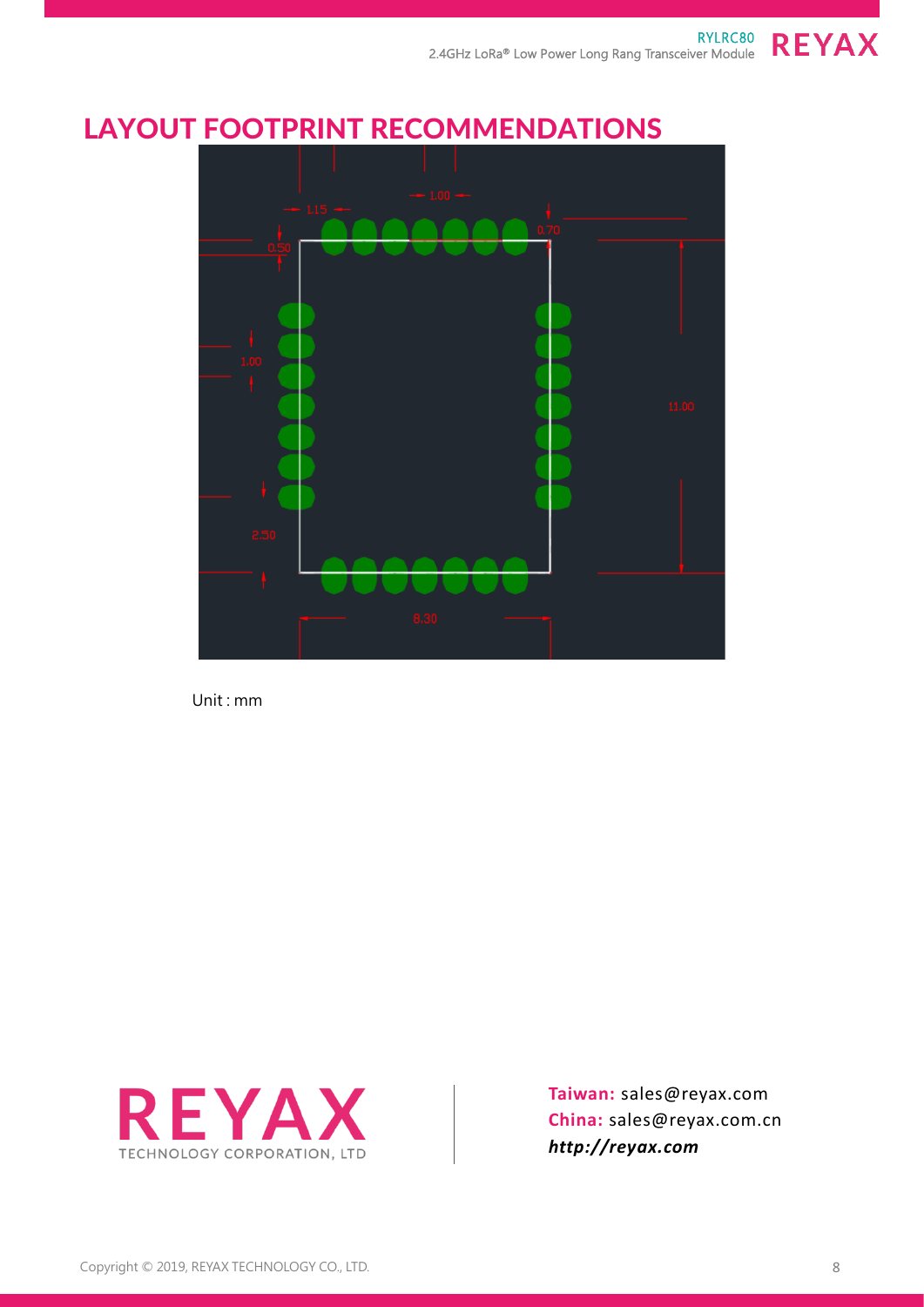# LAYOUT FOOTPRINT RECOMMENDATIONS

1.15
1.00
0.50
0.70
1.00
11.00
2.50
8.30

Unit : mm

**Taiwan:** sales@reyax.com
**China:** sales@reyax.com.cn
***http://reyax.com***

Copyright © 2019, REYAX TECHNOLOGY CO., LTD.